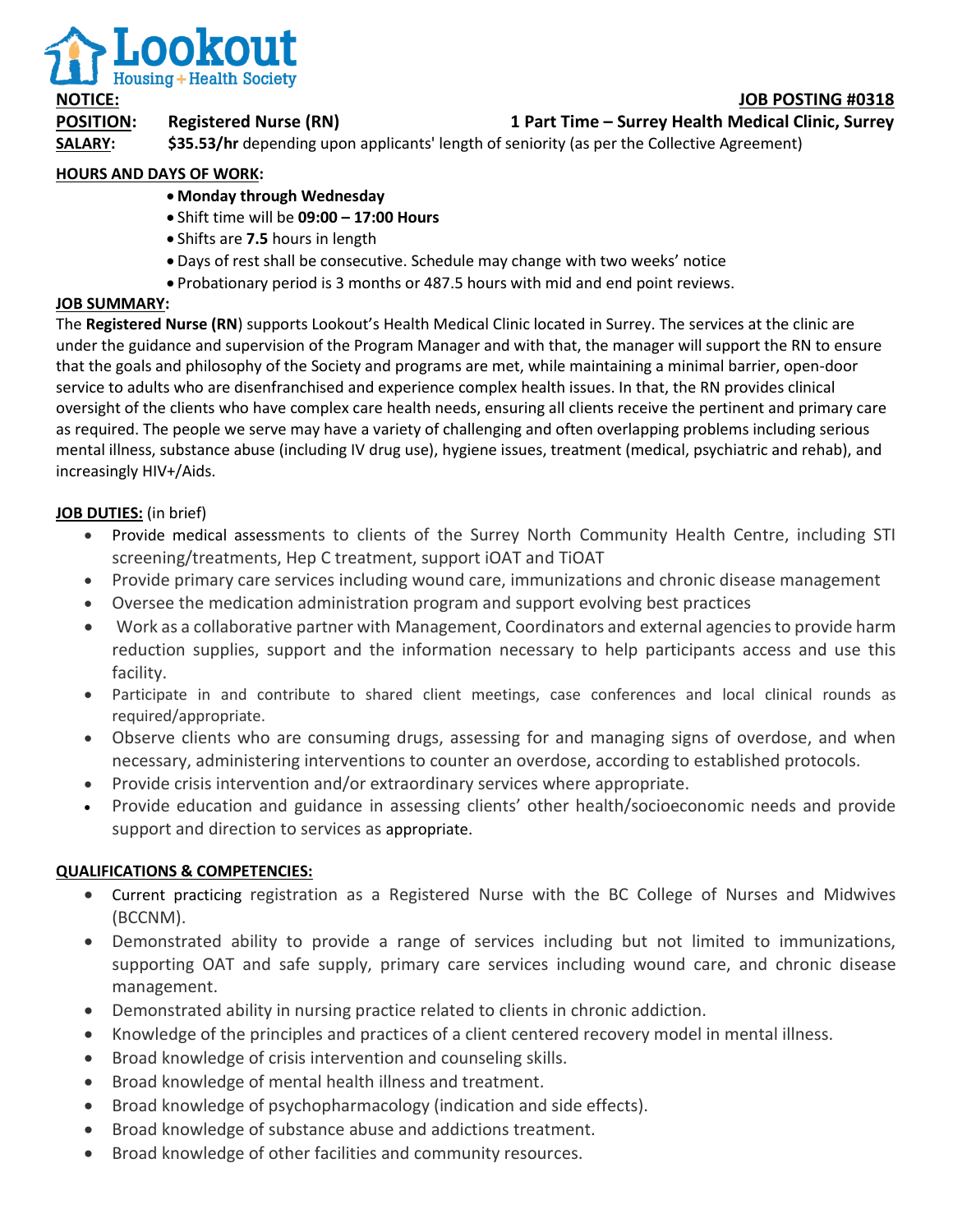**Lookout Housing + Health Society**

**NOTICE:** **JOB POSTING #0318**

**POSITION:** **Registered Nurse (RN)** **1 Part Time – Surrey Health Medical Clinic, Surrey**

**SALARY:** **$35.53/hr** depending upon applicants' length of seniority (as per the Collective Agreement)

**HOURS AND DAYS OF WORK:**

- **Monday through Wednesday**
- Shift time will be **09:00 – 17:00 Hours**
- Shifts are **7.5** hours in length
- Days of rest shall be consecutive. Schedule may change with two weeks' notice
- Probationary period is 3 months or 487.5 hours with mid and end point reviews.

**JOB SUMMARY:**

The **Registered Nurse (RN**) supports Lookout's Health Medical Clinic located in Surrey. The services at the clinic are under the guidance and supervision of the Program Manager and with that, the manager will support the RN to ensure that the goals and philosophy of the Society and programs are met, while maintaining a minimal barrier, open-door service to adults who are disenfranchised and experience complex health issues. In that, the RN provides clinical oversight of the clients who have complex care health needs, ensuring all clients receive the pertinent and primary care as required. The people we serve may have a variety of challenging and often overlapping problems including serious mental illness, substance abuse (including IV drug use), hygiene issues, treatment (medical, psychiatric and rehab), and increasingly HIV+/Aids.

**JOB DUTIES:** (in brief)

- Provide medical assessments to clients of the Surrey North Community Health Centre, including STI screening/treatments, Hep C treatment, support iOAT and TiOAT
- Provide primary care services including wound care, immunizations and chronic disease management
- Oversee the medication administration program and support evolving best practices
- Work as a collaborative partner with Management, Coordinators and external agencies to provide harm reduction supplies, support and the information necessary to help participants access and use this facility.
- Participate in and contribute to shared client meetings, case conferences and local clinical rounds as required/appropriate.
- Observe clients who are consuming drugs, assessing for and managing signs of overdose, and when necessary, administering interventions to counter an overdose, according to established protocols.
- Provide crisis intervention and/or extraordinary services where appropriate.
- Provide education and guidance in assessing clients' other health/socioeconomic needs and provide support and direction to services as appropriate.

**QUALIFICATIONS & COMPETENCIES:**

- Current practicing registration as a Registered Nurse with the BC College of Nurses and Midwives (BCCNM).
- Demonstrated ability to provide a range of services including but not limited to immunizations, supporting OAT and safe supply, primary care services including wound care, and chronic disease management.
- Demonstrated ability in nursing practice related to clients in chronic addiction.
- Knowledge of the principles and practices of a client centered recovery model in mental illness.
- Broad knowledge of crisis intervention and counseling skills.
- Broad knowledge of mental health illness and treatment.
- Broad knowledge of psychopharmacology (indication and side effects).
- Broad knowledge of substance abuse and addictions treatment.
- Broad knowledge of other facilities and community resources.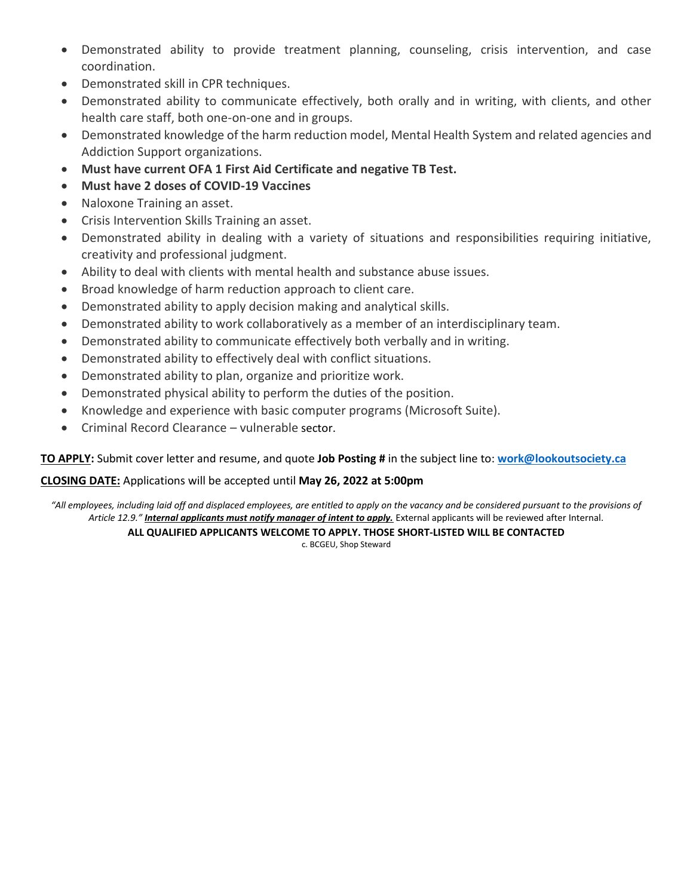- Demonstrated ability to provide treatment planning, counseling, crisis intervention, and case coordination.
- Demonstrated skill in CPR techniques.
- Demonstrated ability to communicate effectively, both orally and in writing, with clients, and other health care staff, both one-on-one and in groups.
- Demonstrated knowledge of the harm reduction model, Mental Health System and related agencies and Addiction Support organizations.
- **Must have current OFA 1 First Aid Certificate and negative TB Test.**
- **Must have 2 doses of COVID-19 Vaccines**
- Naloxone Training an asset.
- Crisis Intervention Skills Training an asset.
- Demonstrated ability in dealing with a variety of situations and responsibilities requiring initiative, creativity and professional judgment.
- Ability to deal with clients with mental health and substance abuse issues.
- Broad knowledge of harm reduction approach to client care.
- Demonstrated ability to apply decision making and analytical skills.
- Demonstrated ability to work collaboratively as a member of an interdisciplinary team.
- Demonstrated ability to communicate effectively both verbally and in writing.
- Demonstrated ability to effectively deal with conflict situations.
- Demonstrated ability to plan, organize and prioritize work.
- Demonstrated physical ability to perform the duties of the position.
- Knowledge and experience with basic computer programs (Microsoft Suite).
- Criminal Record Clearance – vulnerable sector.

**TO APPLY:** Submit cover letter and resume, and quote **Job Posting #** in the subject line to: **work@lookoutsociety.ca**

**CLOSING DATE:** Applications will be accepted until **May 26, 2022 at 5:00pm**

*"All employees, including laid off and displaced employees, are entitled to apply on the vacancy and be considered pursuant to the provisions of Article 12.9."* ***Internal applicants must notify manager of intent to apply.*** External applicants will be reviewed after Internal.

**ALL QUALIFIED APPLICANTS WELCOME TO APPLY. THOSE SHORT-LISTED WILL BE CONTACTED**

c. BCGEU, Shop Steward